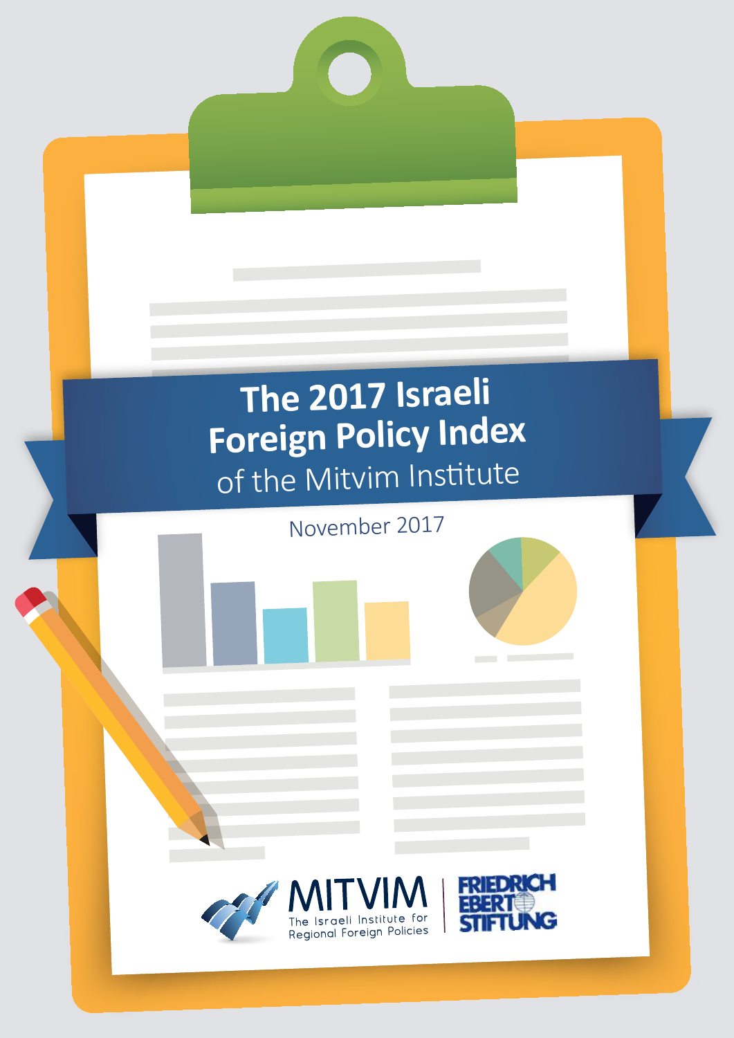# The 2017 Israeli Foreign Policy Index of the Mitvim Institute

November 2017

MITVIM The Israeli Institute for Regional Foreign Policies

FRIEDRICH EBERT STIFTUNG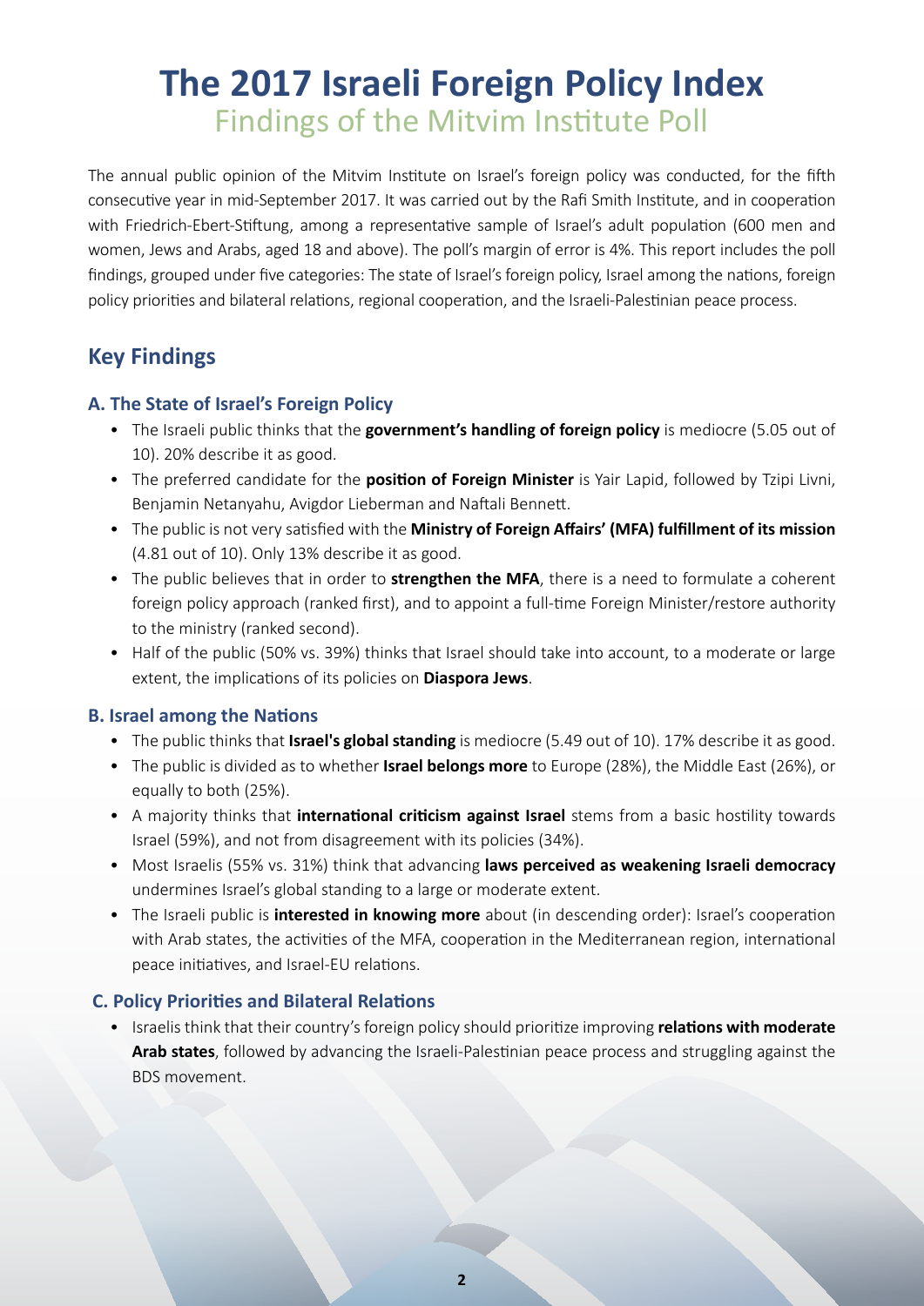# The 2017 Israeli Foreign Policy Index

## Findings of the Mitvim Institute Poll

The annual public opinion of the Mitvim Institute on Israel's foreign policy was conducted, for the fifth consecutive year in mid-September 2017. It was carried out by the Rafi Smith Institute, and in cooperation with Friedrich-Ebert-Stiftung, among a representative sample of Israel's adult population (600 men and women, Jews and Arabs, aged 18 and above). The poll's margin of error is 4%. This report includes the poll findings, grouped under five categories: The state of Israel's foreign policy, Israel among the nations, foreign policy priorities and bilateral relations, regional cooperation, and the Israeli-Palestinian peace process.

## Key Findings

### A. The State of Israel's Foreign Policy

- The Israeli public thinks that the **government's handling of foreign policy** is mediocre (5.05 out of 10). 20% describe it as good.
- The preferred candidate for the **position of Foreign Minister** is Yair Lapid, followed by Tzipi Livni, Benjamin Netanyahu, Avigdor Lieberman and Naftali Bennett.
- The public is not very satisfied with the **Ministry of Foreign Affairs' (MFA) fulfillment of its mission** (4.81 out of 10). Only 13% describe it as good.
- The public believes that in order to **strengthen the MFA**, there is a need to formulate a coherent foreign policy approach (ranked first), and to appoint a full-time Foreign Minister/restore authority to the ministry (ranked second).
- Half of the public (50% vs. 39%) thinks that Israel should take into account, to a moderate or large extent, the implications of its policies on **Diaspora Jews**.

### B. Israel among the Nations

- The public thinks that **Israel's global standing** is mediocre (5.49 out of 10). 17% describe it as good.
- The public is divided as to whether **Israel belongs more** to Europe (28%), the Middle East (26%), or equally to both (25%).
- A majority thinks that **international criticism against Israel** stems from a basic hostility towards Israel (59%), and not from disagreement with its policies (34%).
- Most Israelis (55% vs. 31%) think that advancing **laws perceived as weakening Israeli democracy** undermines Israel's global standing to a large or moderate extent.
- The Israeli public is **interested in knowing more** about (in descending order): Israel's cooperation with Arab states, the activities of the MFA, cooperation in the Mediterranean region, international peace initiatives, and Israel-EU relations.

### C. Policy Priorities and Bilateral Relations

- Israelis think that their country's foreign policy should prioritize improving **relations with moderate Arab states**, followed by advancing the Israeli-Palestinian peace process and struggling against the BDS movement.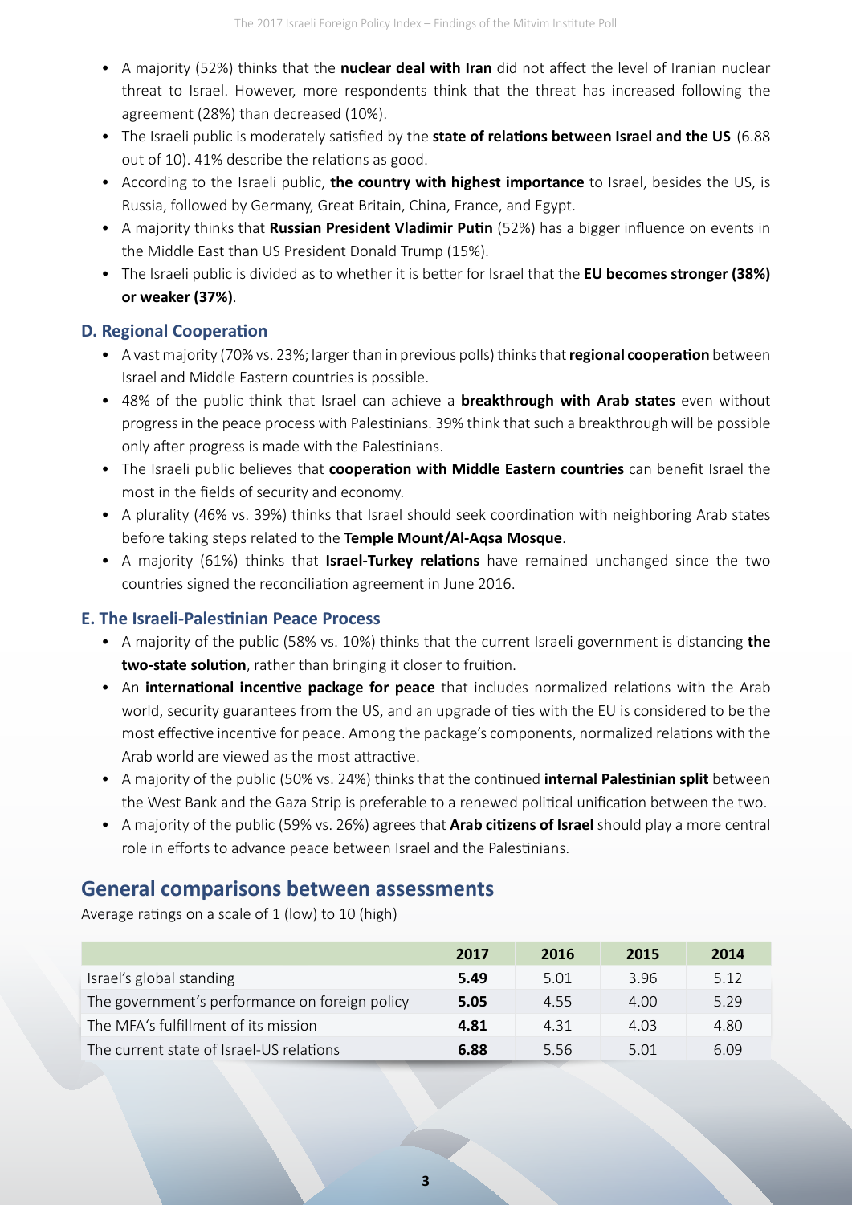- A majority (52%) thinks that the **nuclear deal with Iran** did not affect the level of Iranian nuclear threat to Israel. However, more respondents think that the threat has increased following the agreement (28%) than decreased (10%).
- The Israeli public is moderately satisfied by the **state of relations between Israel and the US** (6.88 out of 10). 41% describe the relations as good.
- According to the Israeli public, **the country with highest importance** to Israel, besides the US, is Russia, followed by Germany, Great Britain, China, France, and Egypt.
- A majority thinks that **Russian President Vladimir Putin** (52%) has a bigger influence on events in the Middle East than US President Donald Trump (15%).
- The Israeli public is divided as to whether it is better for Israel that the **EU becomes stronger (38%) or weaker (37%)**.

### D. Regional Cooperation

- A vast majority (70% vs. 23%; larger than in previous polls) thinks that **regional cooperation** between Israel and Middle Eastern countries is possible.
- 48% of the public think that Israel can achieve a **breakthrough with Arab states** even without progress in the peace process with Palestinians. 39% think that such a breakthrough will be possible only after progress is made with the Palestinians.
- The Israeli public believes that **cooperation with Middle Eastern countries** can benefit Israel the most in the fields of security and economy.
- A plurality (46% vs. 39%) thinks that Israel should seek coordination with neighboring Arab states before taking steps related to the **Temple Mount/Al-Aqsa Mosque**.
- A majority (61%) thinks that **Israel-Turkey relations** have remained unchanged since the two countries signed the reconciliation agreement in June 2016.

### E. The Israeli-Palestinian Peace Process

- A majority of the public (58% vs. 10%) thinks that the current Israeli government is distancing **the two-state solution**, rather than bringing it closer to fruition.
- An **international incentive package for peace** that includes normalized relations with the Arab world, security guarantees from the US, and an upgrade of ties with the EU is considered to be the most effective incentive for peace. Among the package's components, normalized relations with the Arab world are viewed as the most attractive.
- A majority of the public (50% vs. 24%) thinks that the continued **internal Palestinian split** between the West Bank and the Gaza Strip is preferable to a renewed political unification between the two.
- A majority of the public (59% vs. 26%) agrees that **Arab citizens of Israel** should play a more central role in efforts to advance peace between Israel and the Palestinians.

## General comparisons between assessments

Average ratings on a scale of 1 (low) to 10 (high)

| | 2017 | 2016 | 2015 | 2014 |
|---|---|---|---|---|
| Israel's global standing | **5.49** | 5.01 | 3.96 | 5.12 |
| The government's performance on foreign policy | **5.05** | 4.55 | 4.00 | 5.29 |
| The MFA's fulfillment of its mission | **4.81** | 4.31 | 4.03 | 4.80 |
| The current state of Israel-US relations | **6.88** | 5.56 | 5.01 | 6.09 |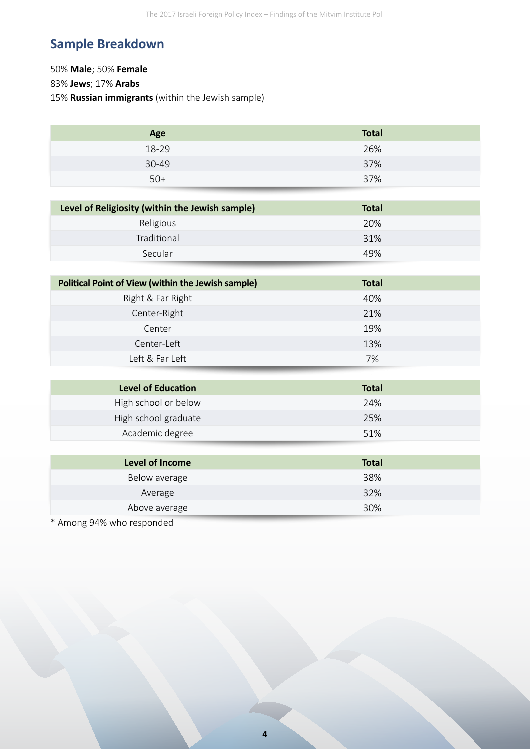## Sample Breakdown

50% **Male**; 50% **Female**
83% **Jews**; 17% **Arabs**
15% **Russian immigrants** (within the Jewish sample)

| Age | Total |
|---|---|
| 18-29 | 26% |
| 30-49 | 37% |
| 50+ | 37% |

| Level of Religiosity (within the Jewish sample) | Total |
|---|---|
| Religious | 20% |
| Traditional | 31% |
| Secular | 49% |

| Political Point of View (within the Jewish sample) | Total |
|---|---|
| Right & Far Right | 40% |
| Center-Right | 21% |
| Center | 19% |
| Center-Left | 13% |
| Left & Far Left | 7% |

| Level of Education | Total |
|---|---|
| High school or below | 24% |
| High school graduate | 25% |
| Academic degree | 51% |

| Level of Income | Total |
|---|---|
| Below average | 38% |
| Average | 32% |
| Above average | 30% |

* Among 94% who responded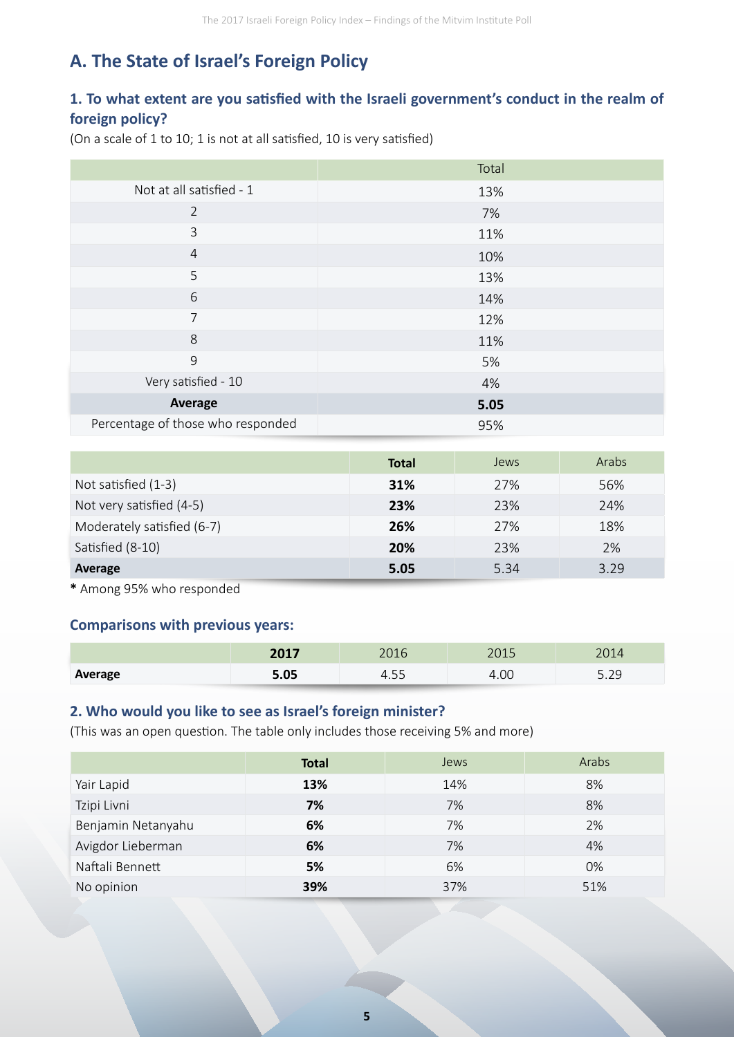## A. The State of Israel's Foreign Policy

### 1. To what extent are you satisfied with the Israeli government's conduct in the realm of foreign policy?

(On a scale of 1 to 10; 1 is not at all satisfied, 10 is very satisfied)

| | Total |
|---|---|
| Not at all satisfied - 1 | 13% |
| 2 | 7% |
| 3 | 11% |
| 4 | 10% |
| 5 | 13% |
| 6 | 14% |
| 7 | 12% |
| 8 | 11% |
| 9 | 5% |
| Very satisfied - 10 | 4% |
| **Average** | **5.05** |
| Percentage of those who responded | 95% |

| | **Total** | Jews | Arabs |
|---|---|---|---|
| Not satisfied (1-3) | **31%** | 27% | 56% |
| Not very satisfied (4-5) | **23%** | 23% | 24% |
| Moderately satisfied (6-7) | **26%** | 27% | 18% |
| Satisfied (8-10) | **20%** | 23% | 2% |
| **Average** | **5.05** | 5.34 | 3.29 |

**\*** Among 95% who responded

#### Comparisons with previous years:

| | **2017** | 2016 | 2015 | 2014 |
|---|---|---|---|---|
| **Average** | **5.05** | 4.55 | 4.00 | 5.29 |

### 2. Who would you like to see as Israel's foreign minister?

(This was an open question. The table only includes those receiving 5% and more)

| | **Total** | Jews | Arabs |
|---|---|---|---|
| Yair Lapid | **13%** | 14% | 8% |
| Tzipi Livni | **7%** | 7% | 8% |
| Benjamin Netanyahu | **6%** | 7% | 2% |
| Avigdor Lieberman | **6%** | 7% | 4% |
| Naftali Bennett | **5%** | 6% | 0% |
| No opinion | **39%** | 37% | 51% |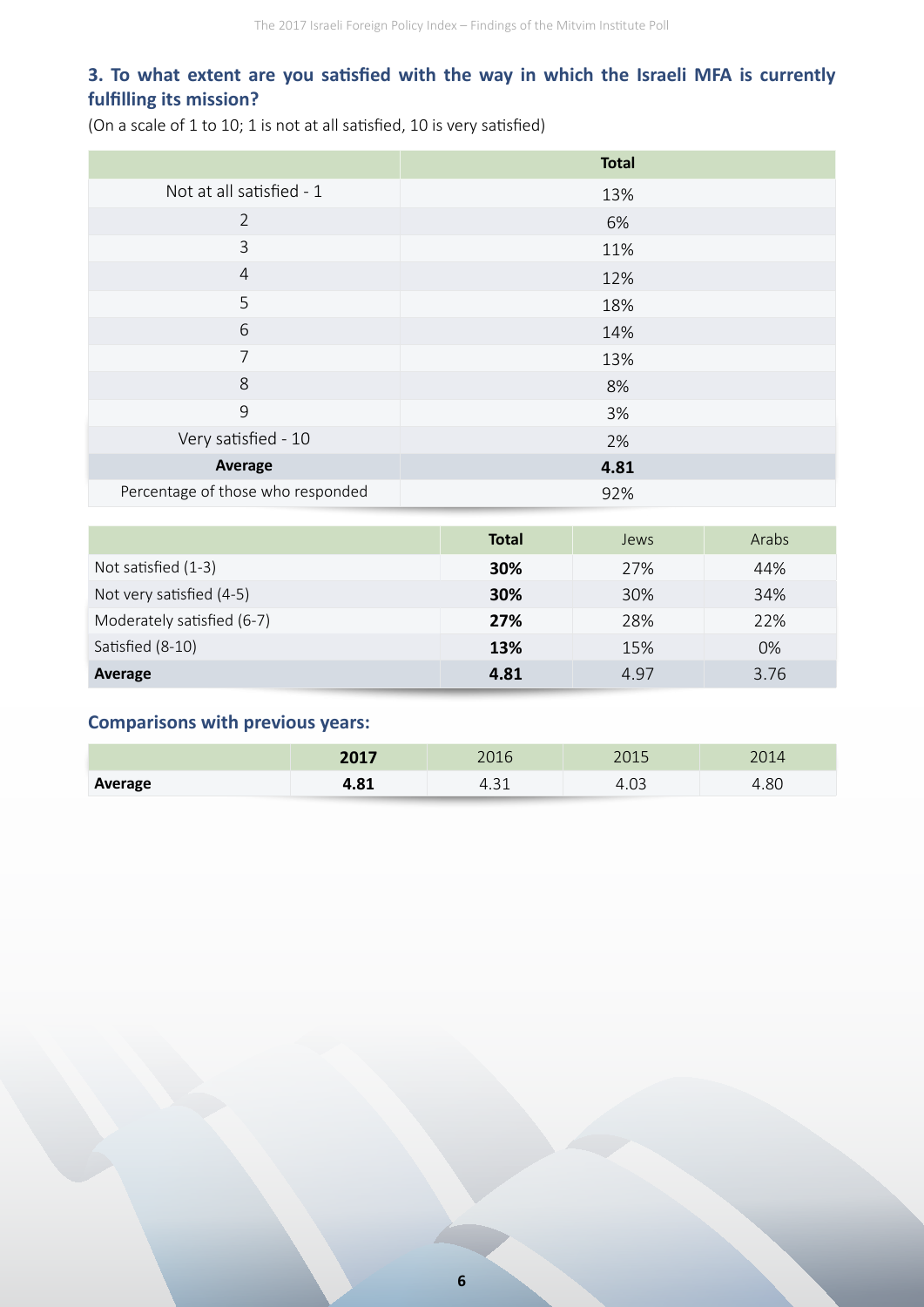### 3. To what extent are you satisfied with the way in which the Israeli MFA is currently fulfilling its mission?

(On a scale of 1 to 10; 1 is not at all satisfied, 10 is very satisfied)

| | **Total** |
|---|---|
| Not at all satisfied - 1 | 13% |
| 2 | 6% |
| 3 | 11% |
| 4 | 12% |
| 5 | 18% |
| 6 | 14% |
| 7 | 13% |
| 8 | 8% |
| 9 | 3% |
| Very satisfied - 10 | 2% |
| **Average** | **4.81** |
| Percentage of those who responded | 92% |

| | **Total** | Jews | Arabs |
|---|---|---|---|
| Not satisfied (1-3) | **30%** | 27% | 44% |
| Not very satisfied (4-5) | **30%** | 30% | 34% |
| Moderately satisfied (6-7) | **27%** | 28% | 22% |
| Satisfied (8-10) | **13%** | 15% | 0% |
| **Average** | **4.81** | 4.97 | 3.76 |

### Comparisons with previous years:

| | **2017** | 2016 | 2015 | 2014 |
|---|---|---|---|---|
| **Average** | **4.81** | 4.31 | 4.03 | 4.80 |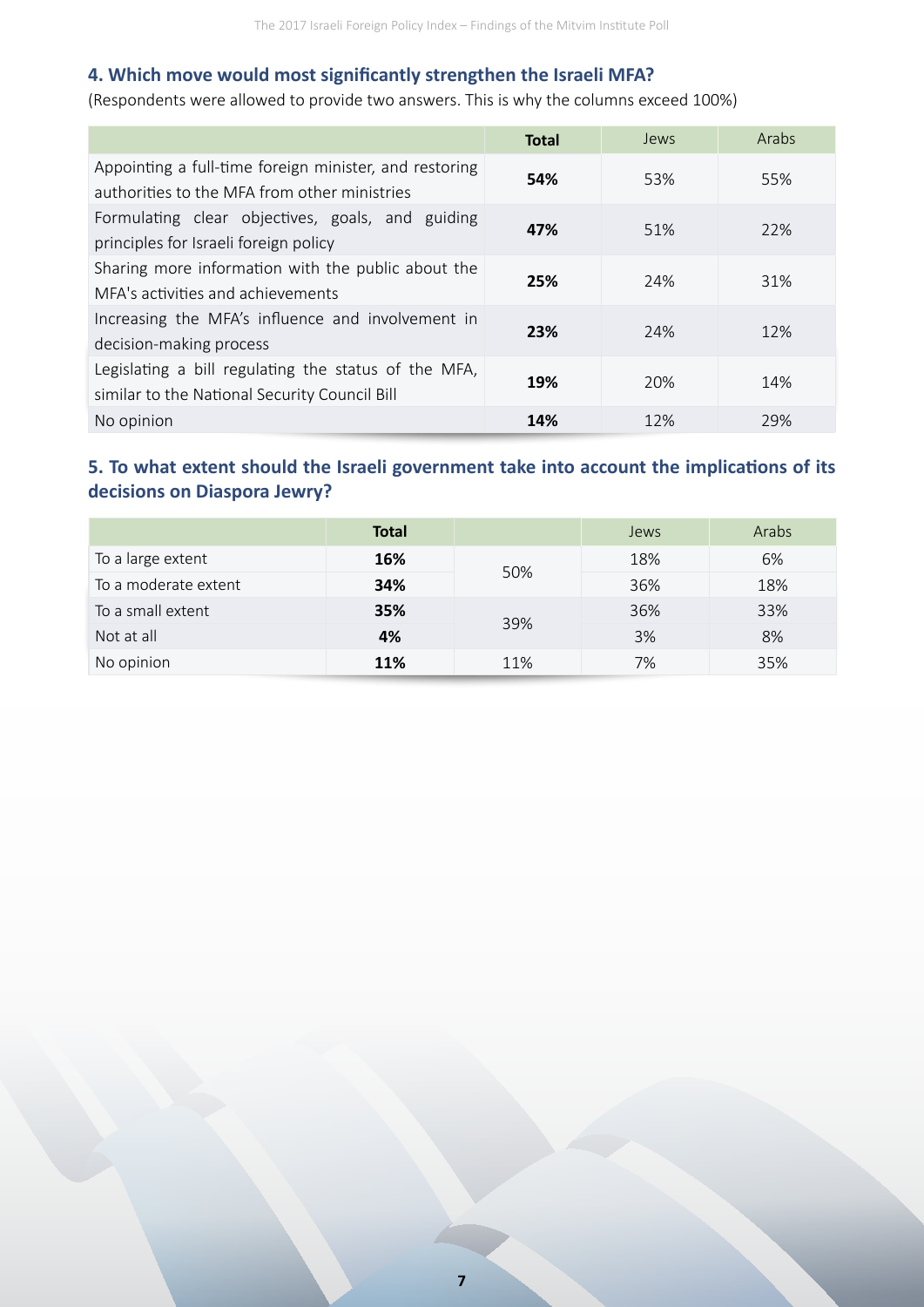### 4. Which move would most significantly strengthen the Israeli MFA?

(Respondents were allowed to provide two answers. This is why the columns exceed 100%)

| | **Total** | Jews | Arabs |
|---|---|---|---|
| Appointing a full-time foreign minister, and restoring authorities to the MFA from other ministries | **54%** | 53% | 55% |
| Formulating clear objectives, goals, and guiding principles for Israeli foreign policy | **47%** | 51% | 22% |
| Sharing more information with the public about the MFA's activities and achievements | **25%** | 24% | 31% |
| Increasing the MFA's influence and involvement in decision-making process | **23%** | 24% | 12% |
| Legislating a bill regulating the status of the MFA, similar to the National Security Council Bill | **19%** | 20% | 14% |
| No opinion | **14%** | 12% | 29% |

### 5. To what extent should the Israeli government take into account the implications of its decisions on Diaspora Jewry?

| | **Total** | | Jews | Arabs |
|---|---|---|---|---|
| To a large extent | **16%** | 50% | 18% | 6% |
| To a moderate extent | **34%** | | 36% | 18% |
| To a small extent | **35%** | 39% | 36% | 33% |
| Not at all | **4%** | | 3% | 8% |
| No opinion | **11%** | 11% | 7% | 35% |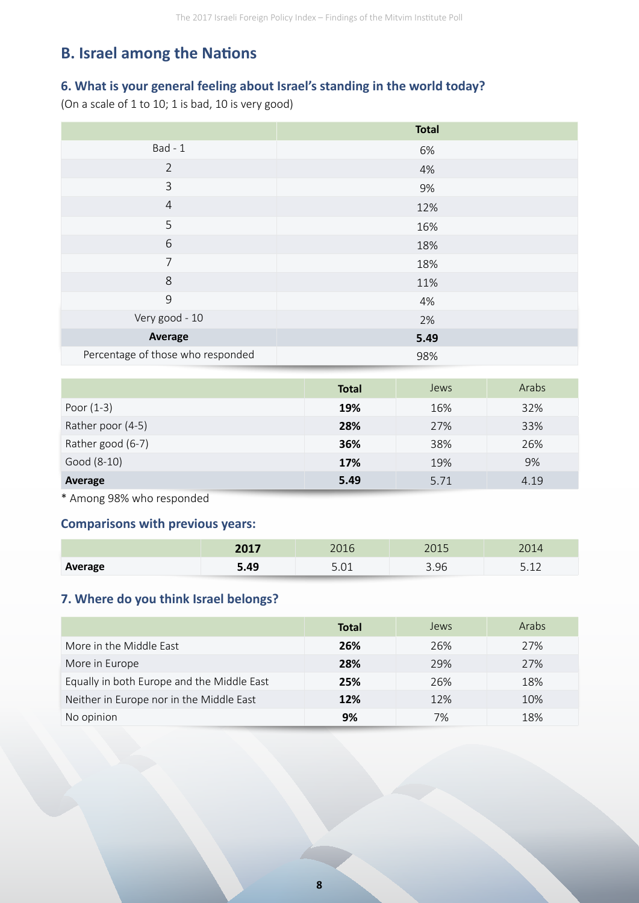## B. Israel among the Nations

### 6. What is your general feeling about Israel's standing in the world today?

(On a scale of 1 to 10; 1 is bad, 10 is very good)

| | **Total** |
|---|---|
| Bad - 1 | 6% |
| 2 | 4% |
| 3 | 9% |
| 4 | 12% |
| 5 | 16% |
| 6 | 18% |
| 7 | 18% |
| 8 | 11% |
| 9 | 4% |
| Very good - 10 | 2% |
| **Average** | **5.49** |
| Percentage of those who responded | 98% |

| | **Total** | Jews | Arabs |
|---|---|---|---|
| Poor (1-3) | **19%** | 16% | 32% |
| Rather poor (4-5) | **28%** | 27% | 33% |
| Rather good (6-7) | **36%** | 38% | 26% |
| Good (8-10) | **17%** | 19% | 9% |
| **Average** | **5.49** | 5.71 | 4.19 |

* Among 98% who responded

### Comparisons with previous years:

| | **2017** | 2016 | 2015 | 2014 |
|---|---|---|---|---|
| **Average** | **5.49** | 5.01 | 3.96 | 5.12 |

### 7. Where do you think Israel belongs?

| | **Total** | Jews | Arabs |
|---|---|---|---|
| More in the Middle East | **26%** | 26% | 27% |
| More in Europe | **28%** | 29% | 27% |
| Equally in both Europe and the Middle East | **25%** | 26% | 18% |
| Neither in Europe nor in the Middle East | **12%** | 12% | 10% |
| No opinion | **9%** | 7% | 18% |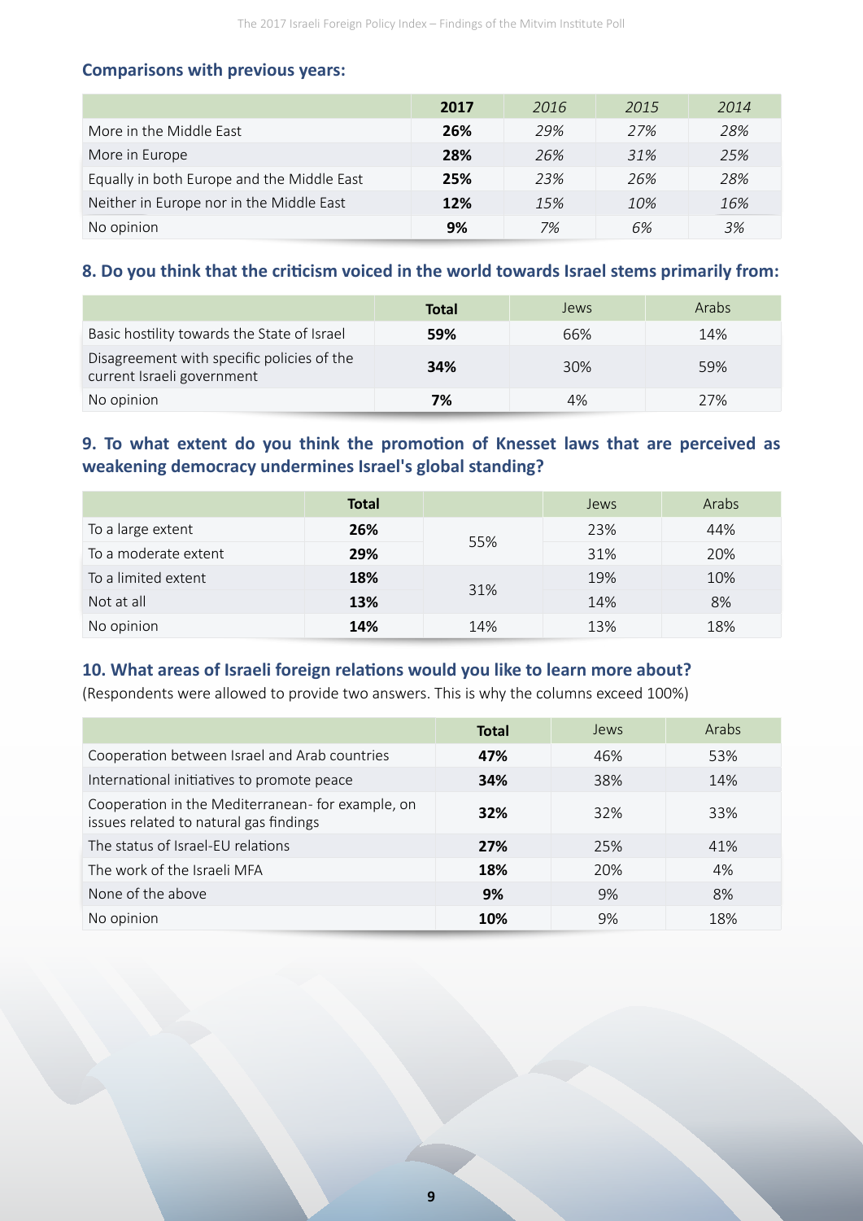### Comparisons with previous years:

| | **2017** | *2016* | *2015* | *2014* |
|---|---|---|---|---|
| More in the Middle East | **26%** | *29%* | *27%* | *28%* |
| More in Europe | **28%** | *26%* | *31%* | *25%* |
| Equally in both Europe and the Middle East | **25%** | *23%* | *26%* | *28%* |
| Neither in Europe nor in the Middle East | **12%** | *15%* | *10%* | *16%* |
| No opinion | **9%** | *7%* | *6%* | *3%* |

### 8. Do you think that the criticism voiced in the world towards Israel stems primarily from:

| | **Total** | Jews | Arabs |
|---|---|---|---|
| Basic hostility towards the State of Israel | **59%** | 66% | 14% |
| Disagreement with specific policies of the current Israeli government | **34%** | 30% | 59% |
| No opinion | **7%** | 4% | 27% |

### 9. To what extent do you think the promotion of Knesset laws that are perceived as weakening democracy undermines Israel's global standing?

| | **Total** | | Jews | Arabs |
|---|---|---|---|---|
| To a large extent | **26%** | 55% | 23% | 44% |
| To a moderate extent | **29%** | | 31% | 20% |
| To a limited extent | **18%** | 31% | 19% | 10% |
| Not at all | **13%** | | 14% | 8% |
| No opinion | **14%** | 14% | 13% | 18% |

### 10. What areas of Israeli foreign relations would you like to learn more about?

(Respondents were allowed to provide two answers. This is why the columns exceed 100%)

| | **Total** | Jews | Arabs |
|---|---|---|---|
| Cooperation between Israel and Arab countries | **47%** | 46% | 53% |
| International initiatives to promote peace | **34%** | 38% | 14% |
| Cooperation in the Mediterranean- for example, on issues related to natural gas findings | **32%** | 32% | 33% |
| The status of Israel-EU relations | **27%** | 25% | 41% |
| The work of the Israeli MFA | **18%** | 20% | 4% |
| None of the above | **9%** | 9% | 8% |
| No opinion | **10%** | 9% | 18% |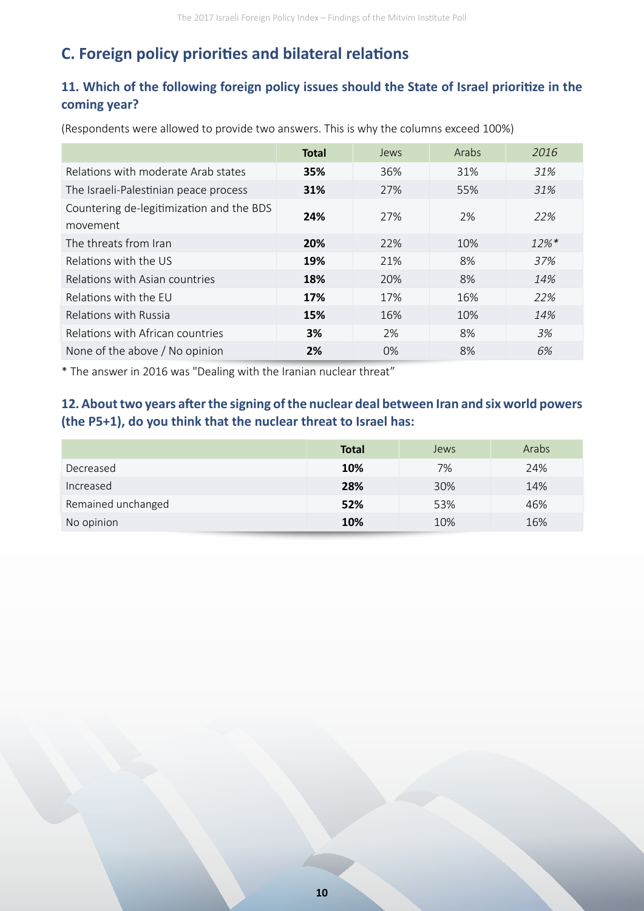## C. Foreign policy priorities and bilateral relations

### 11. Which of the following foreign policy issues should the State of Israel prioritize in the coming year?

(Respondents were allowed to provide two answers. This is why the columns exceed 100%)

| | **Total** | Jews | Arabs | *2016* |
|---|---|---|---|---|
| Relations with moderate Arab states | **35%** | 36% | 31% | *31%* |
| The Israeli-Palestinian peace process | **31%** | 27% | 55% | *31%* |
| Countering de-legitimization and the BDS movement | **24%** | 27% | 2% | *22%* |
| The threats from Iran | **20%** | 22% | 10% | *12%** |
| Relations with the US | **19%** | 21% | 8% | *37%* |
| Relations with Asian countries | **18%** | 20% | 8% | *14%* |
| Relations with the EU | **17%** | 17% | 16% | *22%* |
| Relations with Russia | **15%** | 16% | 10% | *14%* |
| Relations with African countries | **3%** | 2% | 8% | *3%* |
| None of the above / No opinion | **2%** | 0% | 8% | *6%* |

* The answer in 2016 was "Dealing with the Iranian nuclear threat"

### 12. About two years after the signing of the nuclear deal between Iran and six world powers (the P5+1), do you think that the nuclear threat to Israel has:

| | **Total** | Jews | Arabs |
|---|---|---|---|
| Decreased | **10%** | 7% | 24% |
| Increased | **28%** | 30% | 14% |
| Remained unchanged | **52%** | 53% | 46% |
| No opinion | **10%** | 10% | 16% |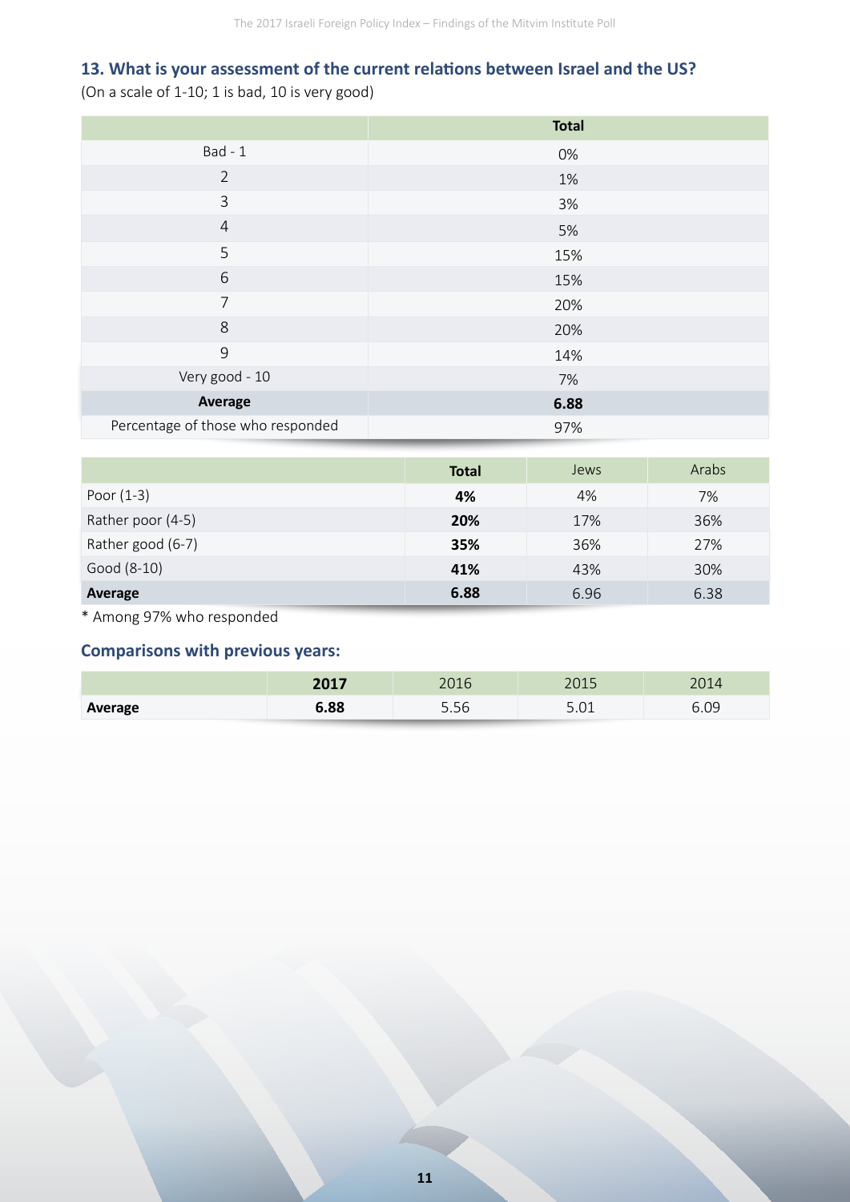### 13. What is your assessment of the current relations between Israel and the US?

(On a scale of 1-10; 1 is bad, 10 is very good)

| | **Total** |
|---|---|
| Bad - 1 | 0% |
| 2 | 1% |
| 3 | 3% |
| 4 | 5% |
| 5 | 15% |
| 6 | 15% |
| 7 | 20% |
| 8 | 20% |
| 9 | 14% |
| Very good - 10 | 7% |
| **Average** | **6.88** |
| Percentage of those who responded | 97% |

| | **Total** | Jews | Arabs |
|---|---|---|---|
| Poor (1-3) | **4%** | 4% | 7% |
| Rather poor (4-5) | **20%** | 17% | 36% |
| Rather good (6-7) | **35%** | 36% | 27% |
| Good (8-10) | **41%** | 43% | 30% |
| **Average** | **6.88** | 6.96 | 6.38 |

* Among 97% who responded

### Comparisons with previous years:

| | **2017** | 2016 | 2015 | 2014 |
|---|---|---|---|---|
| **Average** | **6.88** | 5.56 | 5.01 | 6.09 |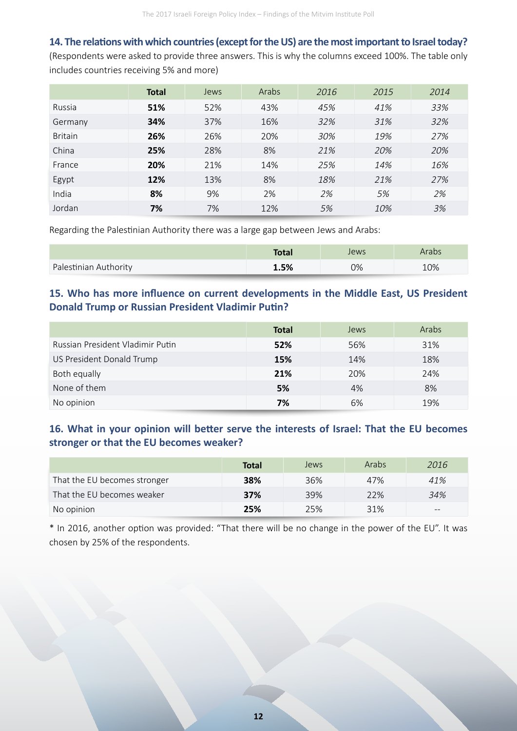### 14. The relations with which countries (except for the US) are the most important to Israel today?

(Respondents were asked to provide three answers. This is why the columns exceed 100%. The table only includes countries receiving 5% and more)

| | **Total** | Jews | Arabs | *2016* | *2015* | *2014* |
|---|---|---|---|---|---|---|
| Russia | **51%** | 52% | 43% | *45%* | *41%* | *33%* |
| Germany | **34%** | 37% | 16% | *32%* | *31%* | *32%* |
| Britain | **26%** | 26% | 20% | *30%* | *19%* | *27%* |
| China | **25%** | 28% | 8% | *21%* | *20%* | *20%* |
| France | **20%** | 21% | 14% | *25%* | *14%* | *16%* |
| Egypt | **12%** | 13% | 8% | *18%* | *21%* | *27%* |
| India | **8%** | 9% | 2% | *2%* | *5%* | *2%* |
| Jordan | **7%** | 7% | 12% | *5%* | *10%* | *3%* |

Regarding the Palestinian Authority there was a large gap between Jews and Arabs:

| | **Total** | Jews | Arabs |
|---|---|---|---|
| Palestinian Authority | **1.5%** | 0% | 10% |

### 15. Who has more influence on current developments in the Middle East, US President Donald Trump or Russian President Vladimir Putin?

| | **Total** | Jews | Arabs |
|---|---|---|---|
| Russian President Vladimir Putin | **52%** | 56% | 31% |
| US President Donald Trump | **15%** | 14% | 18% |
| Both equally | **21%** | 20% | 24% |
| None of them | **5%** | 4% | 8% |
| No opinion | **7%** | 6% | 19% |

### 16. What in your opinion will better serve the interests of Israel: That the EU becomes stronger or that the EU becomes weaker?

| | **Total** | Jews | Arabs | *2016* |
|---|---|---|---|---|
| That the EU becomes stronger | **38%** | 36% | 47% | *41%* |
| That the EU becomes weaker | **37%** | 39% | 22% | *34%* |
| No opinion | **25%** | 25% | 31% | -- |

* In 2016, another option was provided: "That there will be no change in the power of the EU". It was chosen by 25% of the respondents.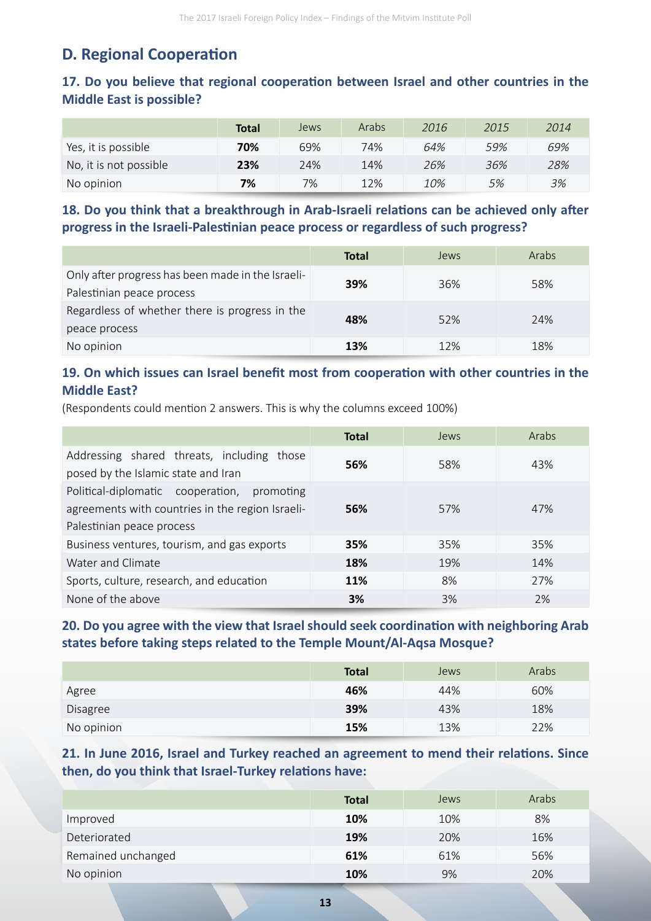## D. Regional Cooperation

### 17. Do you believe that regional cooperation between Israel and other countries in the Middle East is possible?

| | **Total** | Jews | Arabs | *2016* | *2015* | *2014* |
|---|---|---|---|---|---|---|
| Yes, it is possible | **70%** | 69% | 74% | *64%* | *59%* | *69%* |
| No, it is not possible | **23%** | 24% | 14% | *26%* | *36%* | *28%* |
| No opinion | **7%** | 7% | 12% | *10%* | *5%* | *3%* |

### 18. Do you think that a breakthrough in Arab-Israeli relations can be achieved only after progress in the Israeli-Palestinian peace process or regardless of such progress?

| | **Total** | Jews | Arabs |
|---|---|---|---|
| Only after progress has been made in the Israeli-Palestinian peace process | **39%** | 36% | 58% |
| Regardless of whether there is progress in the peace process | **48%** | 52% | 24% |
| No opinion | **13%** | 12% | 18% |

### 19. On which issues can Israel benefit most from cooperation with other countries in the Middle East?

(Respondents could mention 2 answers. This is why the columns exceed 100%)

| | **Total** | Jews | Arabs |
|---|---|---|---|
| Addressing shared threats, including those posed by the Islamic state and Iran | **56%** | 58% | 43% |
| Political-diplomatic cooperation, promoting agreements with countries in the region Israeli-Palestinian peace process | **56%** | 57% | 47% |
| Business ventures, tourism, and gas exports | **35%** | 35% | 35% |
| Water and Climate | **18%** | 19% | 14% |
| Sports, culture, research, and education | **11%** | 8% | 27% |
| None of the above | **3%** | 3% | 2% |

### 20. Do you agree with the view that Israel should seek coordination with neighboring Arab states before taking steps related to the Temple Mount/Al-Aqsa Mosque?

| | **Total** | Jews | Arabs |
|---|---|---|---|
| Agree | **46%** | 44% | 60% |
| Disagree | **39%** | 43% | 18% |
| No opinion | **15%** | 13% | 22% |

### 21. In June 2016, Israel and Turkey reached an agreement to mend their relations. Since then, do you think that Israel-Turkey relations have:

| | **Total** | Jews | Arabs |
|---|---|---|---|
| Improved | **10%** | 10% | 8% |
| Deteriorated | **19%** | 20% | 16% |
| Remained unchanged | **61%** | 61% | 56% |
| No opinion | **10%** | 9% | 20% |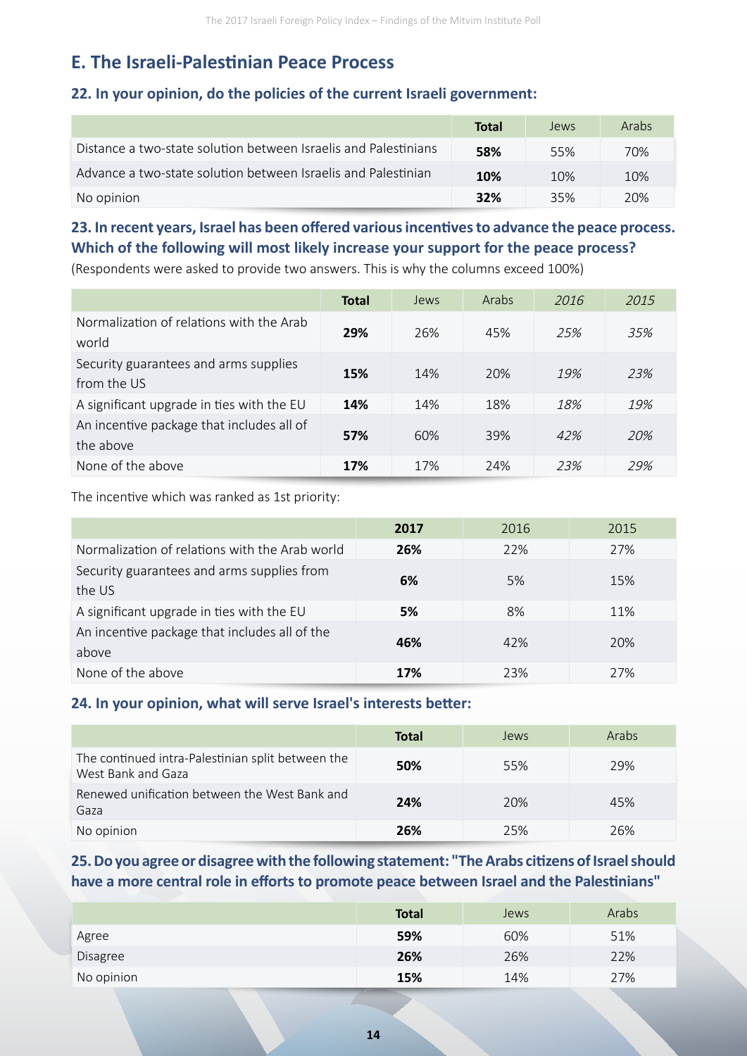## E. The Israeli-Palestinian Peace Process

### 22. In your opinion, do the policies of the current Israeli government:

| | **Total** | Jews | Arabs |
|---|---|---|---|
| Distance a two-state solution between Israelis and Palestinians | **58%** | 55% | 70% |
| Advance a two-state solution between Israelis and Palestinian | **10%** | 10% | 10% |
| No opinion | **32%** | 35% | 20% |

### 23. In recent years, Israel has been offered various incentives to advance the peace process. Which of the following will most likely increase your support for the peace process?

(Respondents were asked to provide two answers. This is why the columns exceed 100%)

| | **Total** | Jews | Arabs | *2016* | *2015* |
|---|---|---|---|---|---|
| Normalization of relations with the Arab world | **29%** | 26% | 45% | *25%* | *35%* |
| Security guarantees and arms supplies from the US | **15%** | 14% | 20% | *19%* | *23%* |
| A significant upgrade in ties with the EU | **14%** | 14% | 18% | *18%* | *19%* |
| An incentive package that includes all of the above | **57%** | 60% | 39% | *42%* | *20%* |
| None of the above | **17%** | 17% | 24% | *23%* | *29%* |

The incentive which was ranked as 1st priority:

| | **2017** | 2016 | 2015 |
|---|---|---|---|
| Normalization of relations with the Arab world | **26%** | 22% | 27% |
| Security guarantees and arms supplies from the US | **6%** | 5% | 15% |
| A significant upgrade in ties with the EU | **5%** | 8% | 11% |
| An incentive package that includes all of the above | **46%** | 42% | 20% |
| None of the above | **17%** | 23% | 27% |

### 24. In your opinion, what will serve Israel's interests better:

| | **Total** | Jews | Arabs |
|---|---|---|---|
| The continued intra-Palestinian split between the West Bank and Gaza | **50%** | 55% | 29% |
| Renewed unification between the West Bank and Gaza | **24%** | 20% | 45% |
| No opinion | **26%** | 25% | 26% |

### 25. Do you agree or disagree with the following statement: "The Arabs citizens of Israel should have a more central role in efforts to promote peace between Israel and the Palestinians"

| | **Total** | Jews | Arabs |
|---|---|---|---|
| Agree | **59%** | 60% | 51% |
| Disagree | **26%** | 26% | 22% |
| No opinion | **15%** | 14% | 27% |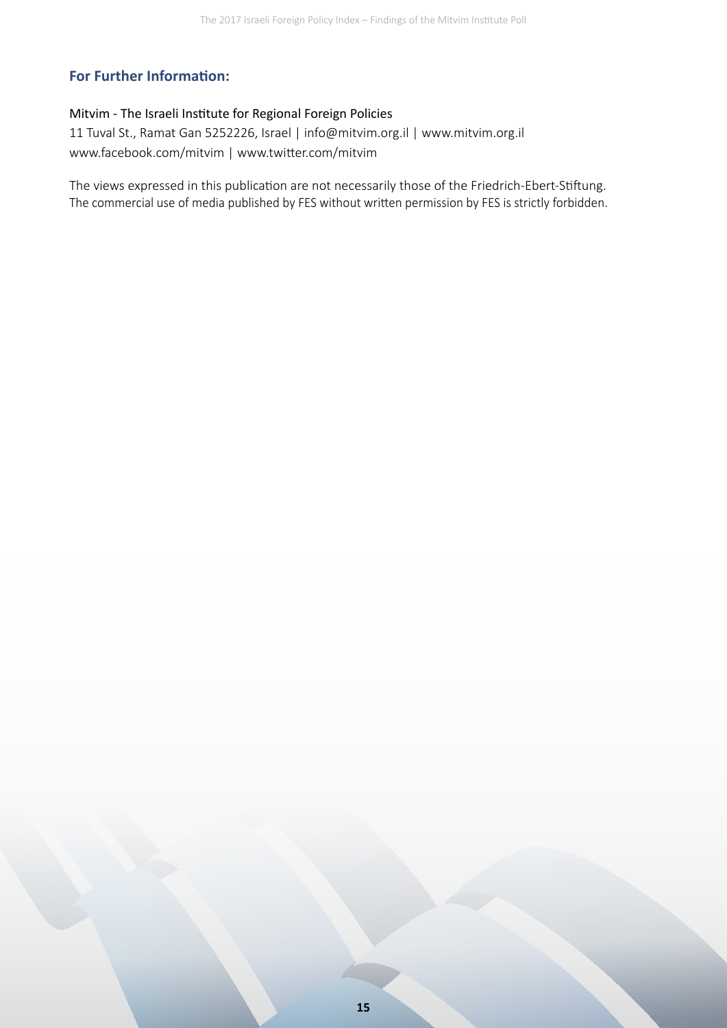## For Further Information:

Mitvim - The Israeli Institute for Regional Foreign Policies

11 Tuval St., Ramat Gan 5252226, Israel | info@mitvim.org.il | www.mitvim.org.il

www.facebook.com/mitvim | www.twitter.com/mitvim

The views expressed in this publication are not necessarily those of the Friedrich-Ebert-Stiftung.

The commercial use of media published by FES without written permission by FES is strictly forbidden.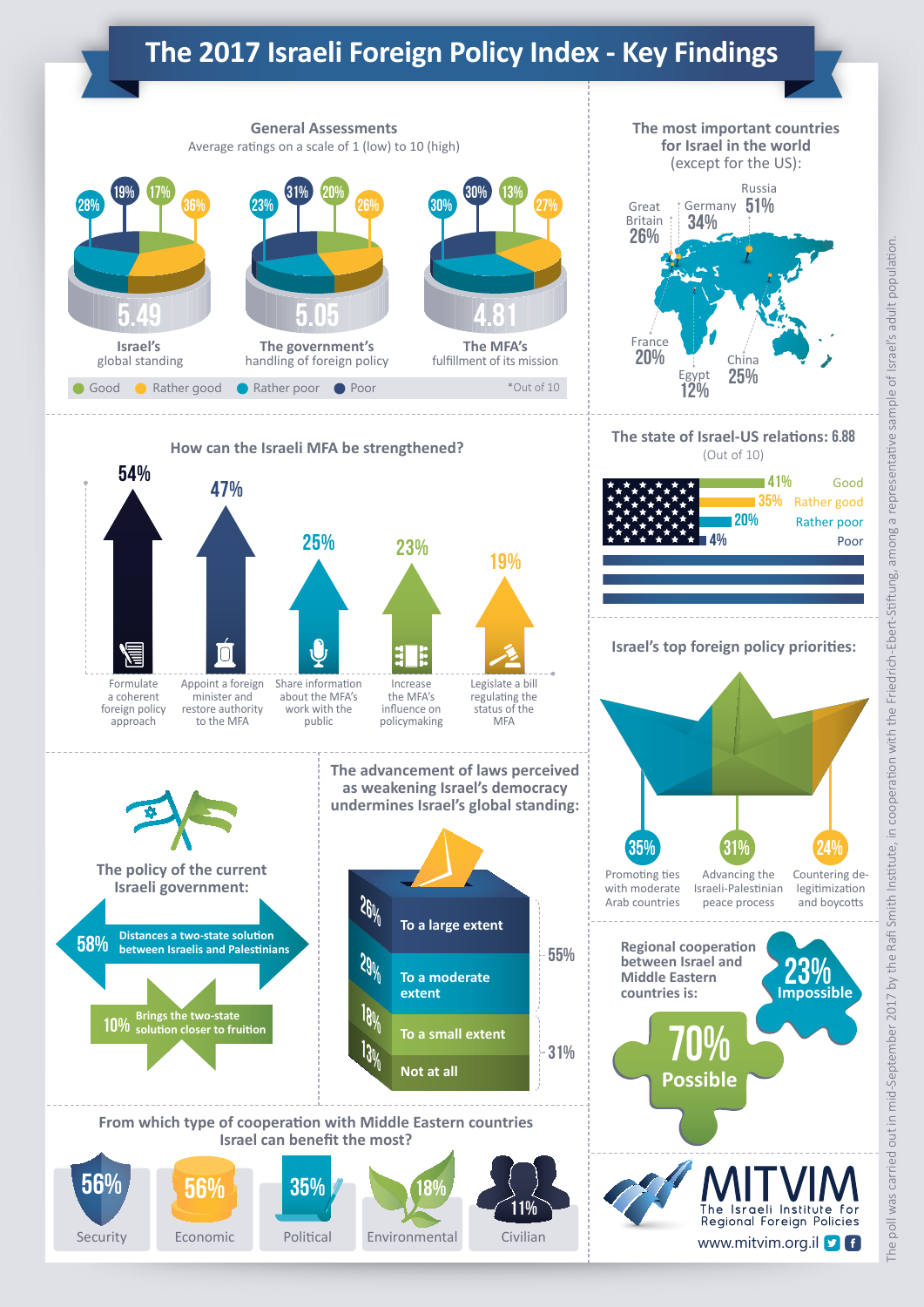# The 2017 Israeli Foreign Policy Index - Key Findings

## General Assessments

Average ratings on a scale of 1 (low) to 10 (high)

28% 19% 17% 36%
5.49
Israel's global standing

23% 31% 20% 26%
5.05
The government's handling of foreign policy

30% 30% 13% 27%
4.81
The MFA's fulfillment of its mission

Good · Rather good · Rather poor · Poor

*Out of 10

## The most important countries for Israel in the world (except for the US):

Russia 51%
Germany 34%
Great Britain 26%
France 20%
Egypt 12%
China 25%

## How can the Israeli MFA be strengthened?

54% Formulate a coherent foreign policy approach
47% Appoint a foreign minister and restore authority to the MFA
25% Share information about the MFA's work with the public
23% Increase the MFA's influence on policymaking
19% Legislate a bill regulating the status of the MFA

## The state of Israel-US relations: 6.88

(Out of 10)

41% Good
35% Rather good
20% Rather poor
4% Poor

## Israel's top foreign policy priorities:

35% Promoting ties with moderate Arab countries
31% Advancing the Israeli-Palestinian peace process
24% Countering de-legitimization and boycotts

## The policy of the current Israeli government:

58% Distances a two-state solution between Israelis and Palestinians
10% Brings the two-state solution closer to fruition

## The advancement of laws perceived as weakening Israel's democracy undermines Israel's global standing:

26% To a large extent
29% To a moderate extent
55%
18% To a small extent
13% Not at all
31%

## Regional cooperation between Israel and Middle Eastern countries is:

23% Impossible
70% Possible

## From which type of cooperation with Middle Eastern countries Israel can benefit the most?

56% Security
56% Economic
35% Political
18% Environmental
11% Civilian

MITVIM
The Israeli Institute for Regional Foreign Policies
www.mitvim.org.il

The poll was carried out in mid-September 2017 by the Rafi Smith Institute, in cooperation with the Friedrich-Ebert-Stiftung, among a representative sample of Israel's adult population.